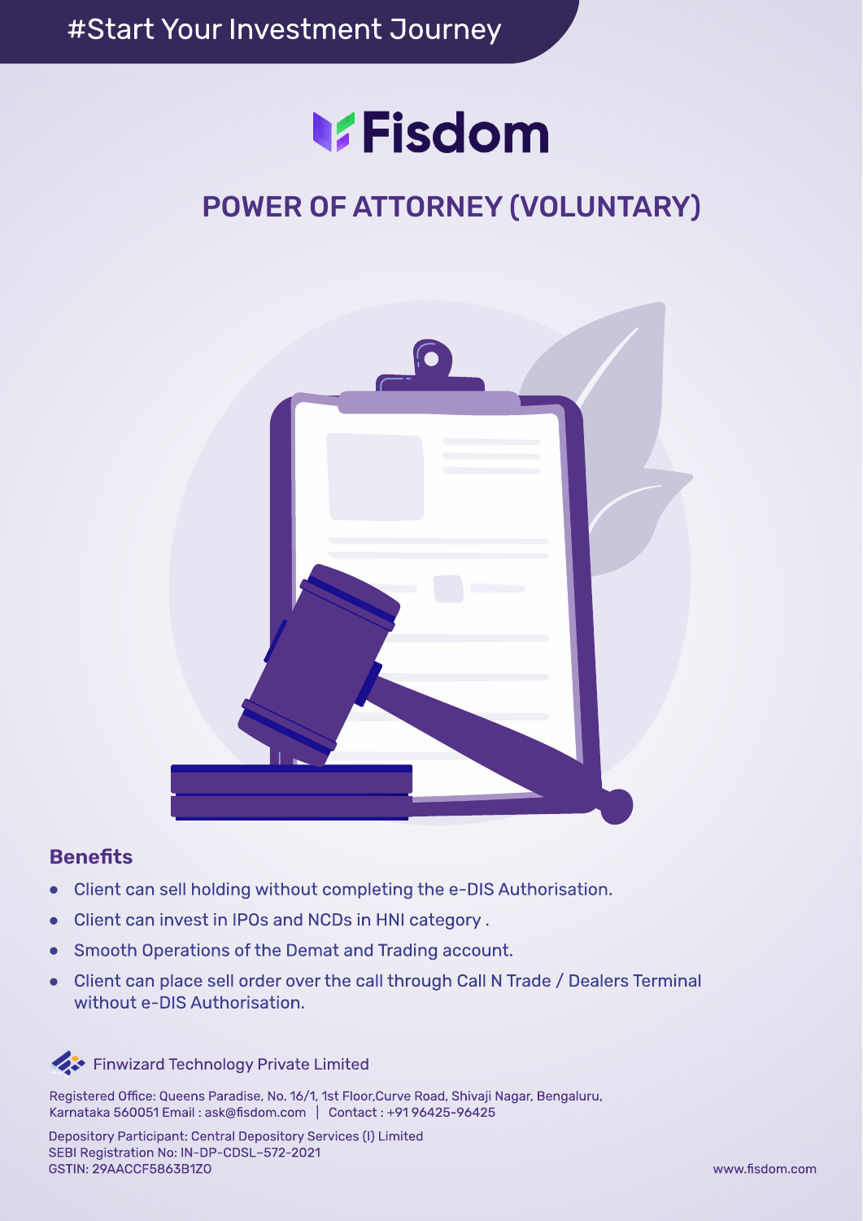#Start Your Investment Journey

# Fisdom

## POWER OF ATTORNEY (VOLUNTARY)

### Benefits

- Client can sell holding without completing the e-DIS Authorisation.
- Client can invest in IPOs and NCDs in HNI category .
- Smooth Operations of the Demat and Trading account.
- Client can place sell order over the call through Call N Trade / Dealers Terminal without e-DIS Authorisation.

Finwizard Technology Private Limited

Registered Office: Queens Paradise, No. 16/1, 1st Floor,Curve Road, Shivaji Nagar, Bengaluru, Karnataka 560051 Email : ask@fisdom.com | Contact : +91 96425-96425

Depository Participant: Central Depository Services (I) Limited
SEBI Registration No: IN-DP-CDSL-572-2021
GSTIN: 29AACCF5863B1ZO

www.fisdom.com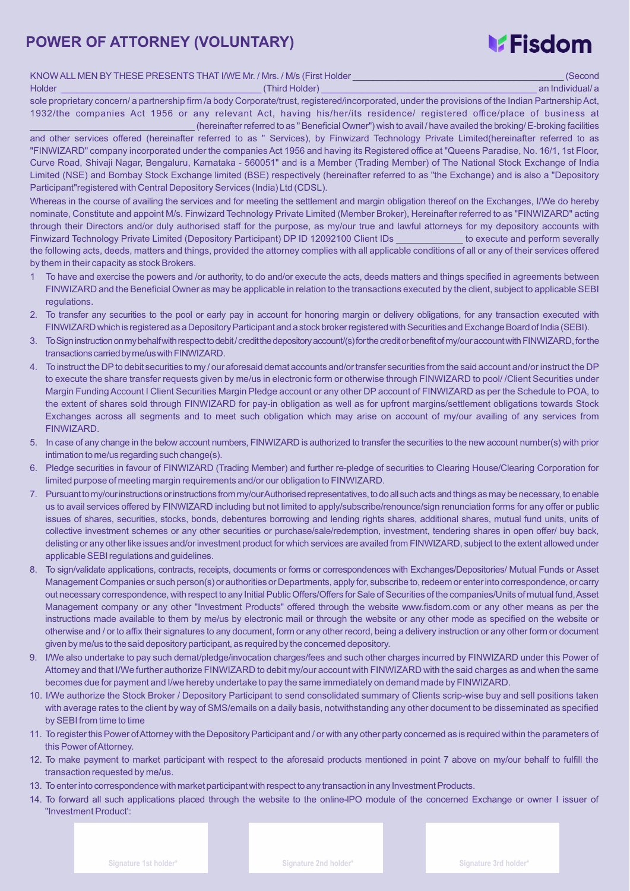# POWER OF ATTORNEY (VOLUNTARY)

Fisdom

KNOW ALL MEN BY THESE PRESENTS THAT I/WE Mr. / Mrs. / M/s (First Holder ________________________________________ (Second Holder) ________________________________________ (Third Holder) ________________________________________ an Individual/ a sole proprietary concern/ a partnership firm /a body Corporate/trust, registered/incorporated, under the provisions of the Indian Partnership Act, 1932/the companies Act 1956 or any relevant Act, having his/her/its residence/ registered office/place of business at ________________________________ (hereinafter referred to as " Beneficial Owner") wish to avail / have availed the broking/ E-broking facilities and other services offered (hereinafter referred to as " Services), by Finwizard Technology Private Limited(hereinafter referred to as "FINWIZARD" company incorporated under the companies Act 1956 and having its Registered office at "Queens Paradise, No. 16/1, 1st Floor, Curve Road, Shivaji Nagar, Bengaluru, Karnataka - 560051" and is a Member (Trading Member) of The National Stock Exchange of India Limited (NSE) and Bombay Stock Exchange limited (BSE) respectively (hereinafter referred to as "the Exchange) and is also a "Depository Participant"registered with Central Depository Services (India) Ltd (CDSL).

Whereas in the course of availing the services and for meeting the settlement and margin obligation thereof on the Exchanges, I/We do hereby nominate, Constitute and appoint M/s. Finwizard Technology Private Limited (Member Broker), Hereinafter referred to as "FINWIZARD" acting through their Directors and/or duly authorised staff for the purpose, as my/our true and lawful attorneys for my depository accounts with Finwizard Technology Private Limited (Depository Participant) DP ID 12092100 Client IDs _____________ to execute and perform severally the following acts, deeds, matters and things, provided the attorney complies with all applicable conditions of all or any of their services offered by them in their capacity as stock Brokers.

1. To have and exercise the powers and /or authority, to do and/or execute the acts, deeds matters and things specified in agreements between FINWIZARD and the Beneficial Owner as may be applicable in relation to the transactions executed by the client, subject to applicable SEBI regulations.
2. To transfer any securities to the pool or early pay in account for honoring margin or delivery obligations, for any transaction executed with FINWIZARD which is registered as a Depository Participant and a stock broker registered with Securities and Exchange Board of India (SEBI).
3. To Sign instruction on my behalf with respect to debit / credit the depository account/(s) for the credit or benefit of my/our account with FINWIZARD, for the transactions carried by me/us with FINWIZARD.
4. To instruct the DP to debit securities to my / our aforesaid demat accounts and/or transfer securities from the said account and/or instruct the DP to execute the share transfer requests given by me/us in electronic form or otherwise through FINWIZARD to pool/ /Client Securities under Margin Funding Account I Client Securities Margin Pledge account or any other DP account of FINWIZARD as per the Schedule to POA, to the extent of shares sold through FINWIZARD for pay-in obligation as well as for upfront margins/settlement obligations towards Stock Exchanges across all segments and to meet such obligation which may arise on account of my/our availing of any services from FINWIZARD.
5. In case of any change in the below account numbers, FINWIZARD is authorized to transfer the securities to the new account number(s) with prior intimation to me/us regarding such change(s).
6. Pledge securities in favour of FINWIZARD (Trading Member) and further re-pledge of securities to Clearing House/Clearing Corporation for limited purpose of meeting margin requirements and/or our obligation to FINWIZARD.
7. Pursuant to my/our instructions or instructions from my/our Authorised representatives, to do all such acts and things as may be necessary, to enable us to avail services offered by FINWIZARD including but not limited to apply/subscribe/renounce/sign renunciation forms for any offer or public issues of shares, securities, stocks, bonds, debentures borrowing and lending rights shares, additional shares, mutual fund units, units of collective investment schemes or any other securities or purchase/sale/redemption, investment, tendering shares in open offer/ buy back, delisting or any other like issues and/or investment product for which services are availed from FINWIZARD, subject to the extent allowed under applicable SEBI regulations and guidelines.
8. To sign/validate applications, contracts, receipts, documents or forms or correspondences with Exchanges/Depositories/ Mutual Funds or Asset Management Companies or such person(s) or authorities or Departments, apply for, subscribe to, redeem or enter into correspondence, or carry out necessary correspondence, with respect to any Initial Public Offers/Offers for Sale of Securities of the companies/Units of mutual fund, Asset Management company or any other "Investment Products" offered through the website www.fisdom.com or any other means as per the instructions made available to them by me/us by electronic mail or through the website or any other mode as specified on the website or otherwise and / or to affix their signatures to any document, form or any other record, being a delivery instruction or any other form or document given by me/us to the said depository participant, as required by the concerned depository.
9. I/We also undertake to pay such demat/pledge/invocation charges/fees and such other charges incurred by FINWIZARD under this Power of Attorney and that I/We further authorize FINWIZARD to debit my/our account with FINWIZARD with the said charges as and when the same becomes due for payment and I/we hereby undertake to pay the same immediately on demand made by FINWIZARD.
10. I/We authorize the Stock Broker / Depository Participant to send consolidated summary of Clients scrip-wise buy and sell positions taken with average rates to the client by way of SMS/emails on a daily basis, notwithstanding any other document to be disseminated as specified by SEBI from time to time
11. To register this Power of Attorney with the Depository Participant and / or with any other party concerned as is required within the parameters of this Power of Attorney.
12. To make payment to market participant with respect to the aforesaid products mentioned in point 7 above on my/our behalf to fulfill the transaction requested by me/us.
13. To enter into correspondence with market participant with respect to any transaction in any Investment Products.
14. To forward all such applications placed through the website to the online-IPO module of the concerned Exchange or owner I issuer of "Investment Product':

| Signature 1st holder* | Signature 2nd holder* | Signature 3rd holder* |
|---|---|---|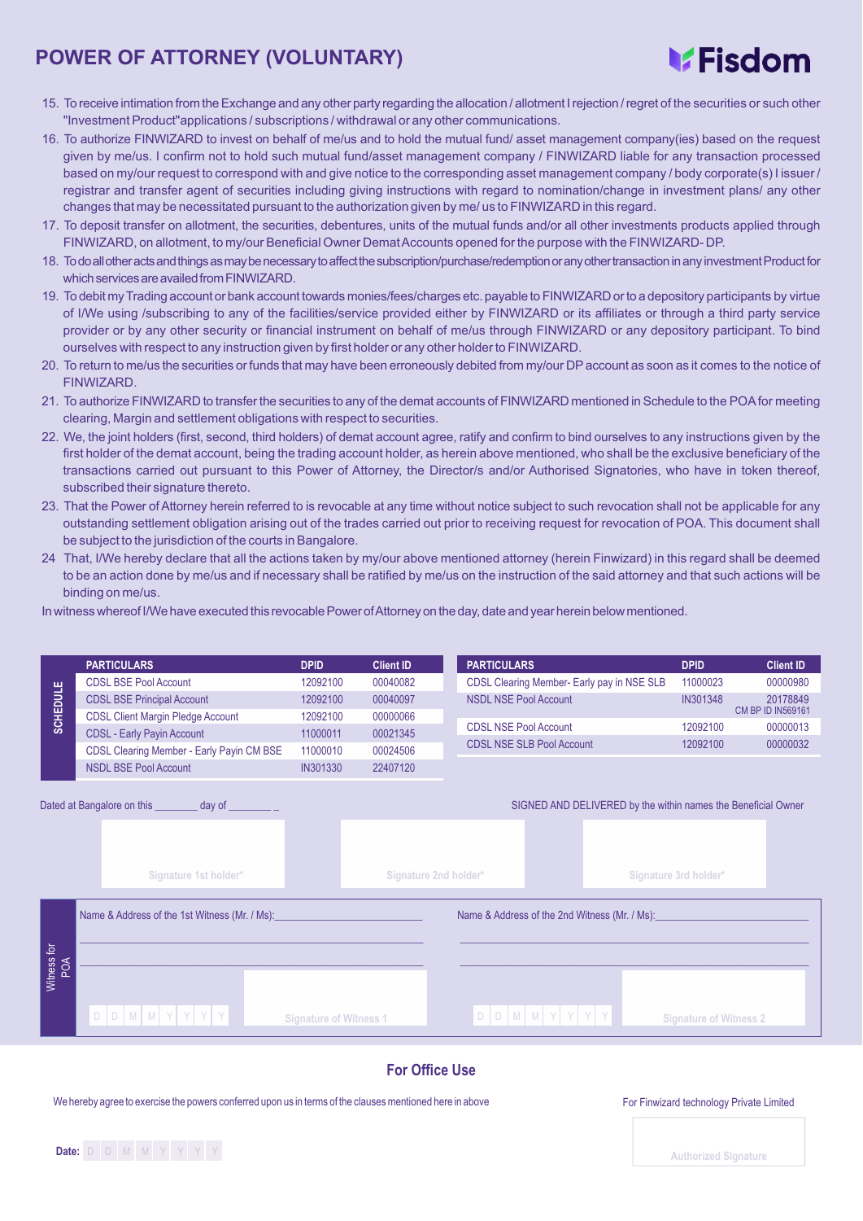# POWER OF ATTORNEY (VOLUNTARY)

Fisdom

15. To receive intimation from the Exchange and any other party regarding the allocation / allotment I rejection / regret of the securities or such other "Investment Product"applications / subscriptions / withdrawal or any other communications.
16. To authorize FINWIZARD to invest on behalf of me/us and to hold the mutual fund/ asset management company(ies) based on the request given by me/us. I confirm not to hold such mutual fund/asset management company / FINWIZARD liable for any transaction processed based on my/our request to correspond with and give notice to the corresponding asset management company / body corporate(s) I issuer / registrar and transfer agent of securities including giving instructions with regard to nomination/change in investment plans/ any other changes that may be necessitated pursuant to the authorization given by me/ us to FINWIZARD in this regard.
17. To deposit transfer on allotment, the securities, debentures, units of the mutual funds and/or all other investments products applied through FINWIZARD, on allotment, to my/our Beneficial Owner Demat Accounts opened for the purpose with the FINWIZARD- DP.
18. To do all other acts and things as may be necessary to affect the subscription/purchase/redemption or any other transaction in any investment Product for which services are availed from FINWIZARD.
19. To debit my Trading account or bank account towards monies/fees/charges etc. payable to FINWIZARD or to a depository participants by virtue of I/We using /subscribing to any of the facilities/service provided either by FINWIZARD or its affiliates or through a third party service provider or by any other security or financial instrument on behalf of me/us through FINWIZARD or any depository participant. To bind ourselves with respect to any instruction given by first holder or any other holder to FINWIZARD.
20. To return to me/us the securities or funds that may have been erroneously debited from my/our DP account as soon as it comes to the notice of FINWIZARD.
21. To authorize FINWIZARD to transfer the securities to any of the demat accounts of FINWIZARD mentioned in Schedule to the POA for meeting clearing, Margin and settlement obligations with respect to securities.
22. We, the joint holders (first, second, third holders) of demat account agree, ratify and confirm to bind ourselves to any instructions given by the first holder of the demat account, being the trading account holder, as herein above mentioned, who shall be the exclusive beneficiary of the transactions carried out pursuant to this Power of Attorney, the Director/s and/or Authorised Signatories, who have in token thereof, subscribed their signature thereto.
23. That the Power of Attorney herein referred to is revocable at any time without notice subject to such revocation shall not be applicable for any outstanding settlement obligation arising out of the trades carried out prior to receiving request for revocation of POA. This document shall be subject to the jurisdiction of the courts in Bangalore.
24. That, I/We hereby declare that all the actions taken by my/our above mentioned attorney (herein Finwizard) in this regard shall be deemed to be an action done by me/us and if necessary shall be ratified by me/us on the instruction of the said attorney and that such actions will be binding on me/us.

In witness whereof I/We have executed this revocable Power of Attorney on the day, date and year herein below mentioned.

**SCHEDULE**

| PARTICULARS | DPID | Client ID |
|---|---|---|
| CDSL BSE Pool Account | 12092100 | 00040082 |
| CDSL BSE Principal Account | 12092100 | 00040097 |
| CDSL Client Margin Pledge Account | 12092100 | 00000066 |
| CDSL - Early Payin Account | 11000011 | 00021345 |
| CDSL Clearing Member - Early Payin CM BSE | 11000010 | 00024506 |
| NSDL BSE Pool Account | IN301330 | 22407120 |

| PARTICULARS | DPID | Client ID |
|---|---|---|
| CDSL Clearing Member- Early pay in NSE SLB | 11000023 | 00000980 |
| NSDL NSE Pool Account | IN301348 | 20178849<br>CM BP ID IN569161 |
| CDSL NSE Pool Account | 12092100 | 00000013 |
| CDSL NSE SLB Pool Account | 12092100 | 00000032 |

Dated at Bangalore on this ________ day of ________ _

SIGNED AND DELIVERED by the within names the Beneficial Owner

Signature 1st holder* Signature 2nd holder* Signature 3rd holder*

**Witness for POA**

Name & Address of the 1st Witness (Mr. / Ms):______________________

D D M M Y Y Y Y Signature of Witness 1

Name & Address of the 2nd Witness (Mr. / Ms):______________________

D D M M Y Y Y Y Signature of Witness 2

## For Office Use

We hereby agree to exercise the powers conferred upon us in terms of the clauses mentioned here in above

For Finwizard technology Private Limited

**Date:** D D M M Y Y Y Y

Authorized Signature